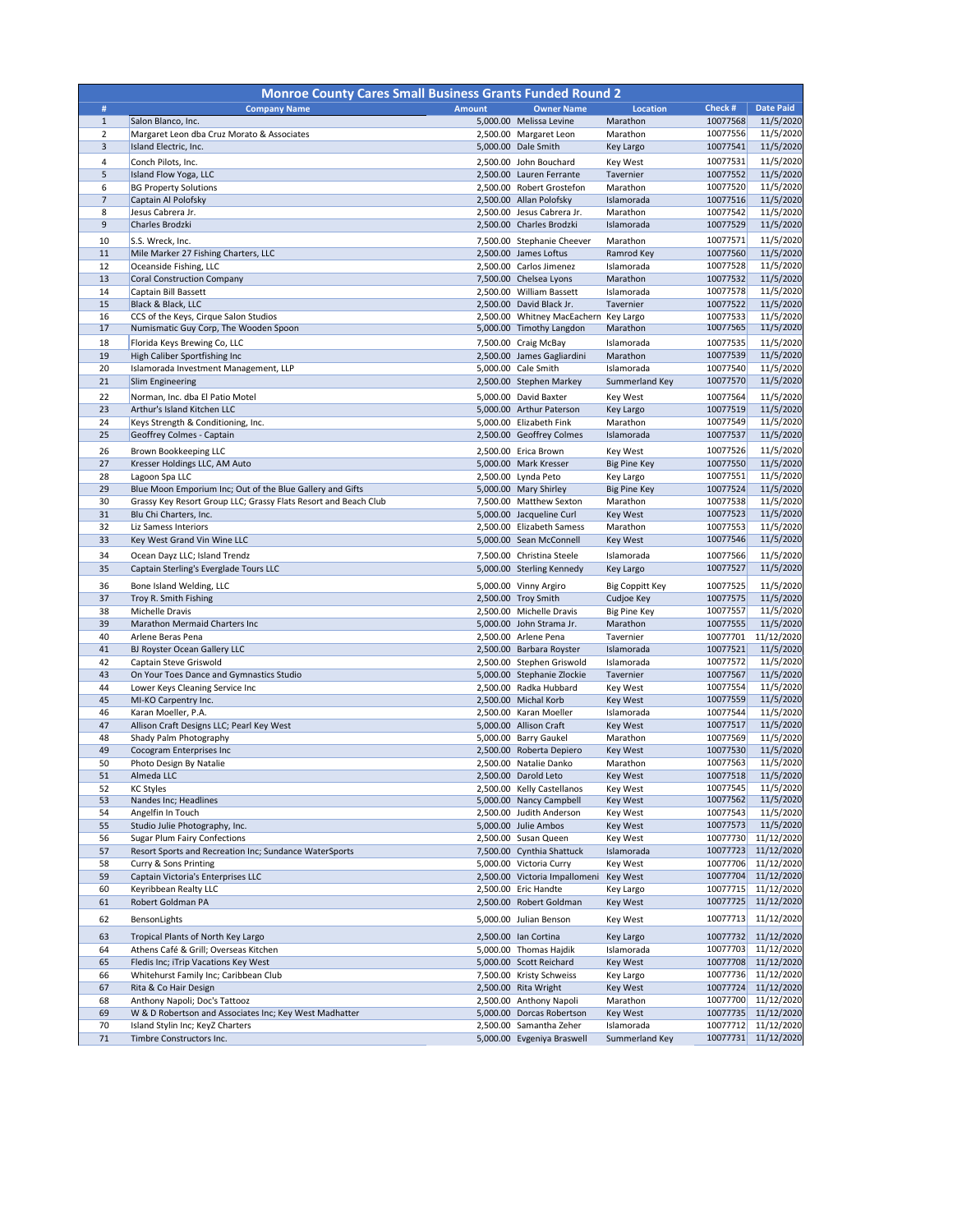| Monroe County Cares Small Business Grants Funded Round 2 | | | | | | |
|---|---|---|---|---|---|---|
| # | Company Name | Amount | Owner Name | Location | Check # | Date Paid |
| 1 | Salon Blanco, Inc. | 5,000.00 | Melissa Levine | Marathon | 10077568 | 11/5/2020 |
| 2 | Margaret Leon dba Cruz Morato & Associates | 2,500.00 | Margaret Leon | Marathon | 10077556 | 11/5/2020 |
| 3 | Island Electric, Inc. | 5,000.00 | Dale Smith | Key Largo | 10077541 | 11/5/2020 |
| 4 | Conch Pilots, Inc. | 2,500.00 | John Bouchard | Key West | 10077531 | 11/5/2020 |
| 5 | Island Flow Yoga, LLC | 2,500.00 | Lauren Ferrante | Tavernier | 10077552 | 11/5/2020 |
| 6 | BG Property Solutions | 2,500.00 | Robert Grostefon | Marathon | 10077520 | 11/5/2020 |
| 7 | Captain Al Polofsky | 2,500.00 | Allan Polofsky | Islamorada | 10077516 | 11/5/2020 |
| 8 | Jesus Cabrera Jr. | 2,500.00 | Jesus Cabrera Jr. | Marathon | 10077542 | 11/5/2020 |
| 9 | Charles Brodzki | 2,500.00 | Charles Brodzki | Islamorada | 10077529 | 11/5/2020 |
| 10 | S.S. Wreck, Inc. | 7,500.00 | Stephanie Cheever | Marathon | 10077571 | 11/5/2020 |
| 11 | Mile Marker 27 Fishing Charters, LLC | 2,500.00 | James Loftus | Ramrod Key | 10077560 | 11/5/2020 |
| 12 | Oceanside Fishing, LLC | 2,500.00 | Carlos Jimenez | Islamorada | 10077528 | 11/5/2020 |
| 13 | Coral Construction Company | 7,500.00 | Chelsea Lyons | Marathon | 10077532 | 11/5/2020 |
| 14 | Captain Bill Bassett | 2,500.00 | William Bassett | Islamorada | 10077578 | 11/5/2020 |
| 15 | Black & Black, LLC | 2,500.00 | David Black Jr. | Tavernier | 10077522 | 11/5/2020 |
| 16 | CCS of the Keys, Cirque Salon Studios | 2,500.00 | Whitney MacEachern | Key Largo | 10077533 | 11/5/2020 |
| 17 | Numismatic Guy Corp, The Wooden Spoon | 5,000.00 | Timothy Langdon | Marathon | 10077565 | 11/5/2020 |
| 18 | Florida Keys Brewing Co, LLC | 7,500.00 | Craig McBay | Islamorada | 10077535 | 11/5/2020 |
| 19 | High Caliber Sportfishing Inc | 2,500.00 | James Gagliardini | Marathon | 10077539 | 11/5/2020 |
| 20 | Islamorada Investment Management, LLP | 5,000.00 | Cale Smith | Islamorada | 10077540 | 11/5/2020 |
| 21 | Slim Engineering | 2,500.00 | Stephen Markey | Summerland Key | 10077570 | 11/5/2020 |
| 22 | Norman, Inc. dba El Patio Motel | 5,000.00 | David Baxter | Key West | 10077564 | 11/5/2020 |
| 23 | Arthur's Island Kitchen LLC | 5,000.00 | Arthur Paterson | Key Largo | 10077519 | 11/5/2020 |
| 24 | Keys Strength & Conditioning, Inc. | 5,000.00 | Elizabeth Fink | Marathon | 10077549 | 11/5/2020 |
| 25 | Geoffrey Colmes - Captain | 2,500.00 | Geoffrey Colmes | Islamorada | 10077537 | 11/5/2020 |
| 26 | Brown Bookkeeping LLC | 2,500.00 | Erica Brown | Key West | 10077526 | 11/5/2020 |
| 27 | Kresser Holdings LLC, AM Auto | 5,000.00 | Mark Kresser | Big Pine Key | 10077550 | 11/5/2020 |
| 28 | Lagoon Spa LLC | 2,500.00 | Lynda Peto | Key Largo | 10077551 | 11/5/2020 |
| 29 | Blue Moon Emporium Inc; Out of the Blue Gallery and Gifts | 5,000.00 | Mary Shirley | Big Pine Key | 10077524 | 11/5/2020 |
| 30 | Grassy Key Resort Group LLC; Grassy Flats Resort and Beach Club | 7,500.00 | Matthew Sexton | Marathon | 10077538 | 11/5/2020 |
| 31 | Blu Chi Charters, Inc. | 5,000.00 | Jacqueline Curl | Key West | 10077523 | 11/5/2020 |
| 32 | Liz Samess Interiors | 2,500.00 | Elizabeth Samess | Marathon | 10077553 | 11/5/2020 |
| 33 | Key West Grand Vin Wine LLC | 5,000.00 | Sean McConnell | Key West | 10077546 | 11/5/2020 |
| 34 | Ocean Dayz LLC; Island Trendz | 7,500.00 | Christina Steele | Islamorada | 10077566 | 11/5/2020 |
| 35 | Captain Sterling's Everglade Tours LLC | 5,000.00 | Sterling Kennedy | Key Largo | 10077527 | 11/5/2020 |
| 36 | Bone Island Welding, LLC | 5,000.00 | Vinny Argiro | Big Coppitt Key | 10077525 | 11/5/2020 |
| 37 | Troy R. Smith Fishing | 2,500.00 | Troy Smith | Cudjoe Key | 10077575 | 11/5/2020 |
| 38 | Michelle Dravis | 2,500.00 | Michelle Dravis | Big Pine Key | 10077557 | 11/5/2020 |
| 39 | Marathon Mermaid Charters Inc | 5,000.00 | John Strama Jr. | Marathon | 10077555 | 11/5/2020 |
| 40 | Arlene Beras Pena | 2,500.00 | Arlene Pena | Tavernier | 10077701 | 11/12/2020 |
| 41 | BJ Royster Ocean Gallery LLC | 2,500.00 | Barbara Royster | Islamorada | 10077521 | 11/5/2020 |
| 42 | Captain Steve Griswold | 2,500.00 | Stephen Griswold | Islamorada | 10077572 | 11/5/2020 |
| 43 | On Your Toes Dance and Gymnastics Studio | 5,000.00 | Stephanie Zlockie | Tavernier | 10077567 | 11/5/2020 |
| 44 | Lower Keys Cleaning Service Inc | 2,500.00 | Radka Hubbard | Key West | 10077554 | 11/5/2020 |
| 45 | MI-KO Carpentry Inc. | 2,500.00 | Michal Korb | Key West | 10077559 | 11/5/2020 |
| 46 | Karan Moeller, P.A. | 2,500.00 | Karan Moeller | Islamorada | 10077544 | 11/5/2020 |
| 47 | Allison Craft Designs LLC; Pearl Key West | 5,000.00 | Allison Craft | Key West | 10077517 | 11/5/2020 |
| 48 | Shady Palm Photography | 5,000.00 | Barry Gaukel | Marathon | 10077569 | 11/5/2020 |
| 49 | Cocogram Enterprises Inc | 2,500.00 | Roberta Depiero | Key West | 10077530 | 11/5/2020 |
| 50 | Photo Design By Natalie | 2,500.00 | Natalie Danko | Marathon | 10077563 | 11/5/2020 |
| 51 | Almeda LLC | 2,500.00 | Darold Leto | Key West | 10077518 | 11/5/2020 |
| 52 | KC Styles | 2,500.00 | Kelly Castellanos | Key West | 10077545 | 11/5/2020 |
| 53 | Nandes Inc; Headlines | 5,000.00 | Nancy Campbell | Key West | 10077562 | 11/5/2020 |
| 54 | Angelfin In Touch | 2,500.00 | Judith Anderson | Key West | 10077543 | 11/5/2020 |
| 55 | Studio Julie Photography, Inc. | 5,000.00 | Julie Ambos | Key West | 10077573 | 11/5/2020 |
| 56 | Sugar Plum Fairy Confections | 2,500.00 | Susan Queen | Key West | 10077730 | 11/12/2020 |
| 57 | Resort Sports and Recreation Inc; Sundance WaterSports | 7,500.00 | Cynthia Shattuck | Islamorada | 10077723 | 11/12/2020 |
| 58 | Curry & Sons Printing | 5,000.00 | Victoria Curry | Key West | 10077706 | 11/12/2020 |
| 59 | Captain Victoria's Enterprises LLC | 2,500.00 | Victoria Impallomeni | Key West | 10077704 | 11/12/2020 |
| 60 | Keyribbean Realty LLC | 2,500.00 | Eric Handte | Key Largo | 10077715 | 11/12/2020 |
| 61 | Robert Goldman PA | 2,500.00 | Robert Goldman | Key West | 10077725 | 11/12/2020 |
| 62 | BensonLights | 5,000.00 | Julian Benson | Key West | 10077713 | 11/12/2020 |
| 63 | Tropical Plants of North Key Largo | 2,500.00 | Ian Cortina | Key Largo | 10077732 | 11/12/2020 |
| 64 | Athens Café & Grill; Overseas Kitchen | 5,000.00 | Thomas Hajdik | Islamorada | 10077703 | 11/12/2020 |
| 65 | Fledis Inc; iTrip Vacations Key West | 5,000.00 | Scott Reichard | Key West | 10077708 | 11/12/2020 |
| 66 | Whitehurst Family Inc; Caribbean Club | 7,500.00 | Kristy Schweiss | Key Largo | 10077736 | 11/12/2020 |
| 67 | Rita & Co Hair Design | 2,500.00 | Rita Wright | Key West | 10077724 | 11/12/2020 |
| 68 | Anthony Napoli; Doc's Tattooz | 2,500.00 | Anthony Napoli | Marathon | 10077700 | 11/12/2020 |
| 69 | W & D Robertson and Associates Inc; Key West Madhatter | 5,000.00 | Dorcas Robertson | Key West | 10077735 | 11/12/2020 |
| 70 | Island Stylin Inc; KeyZ Charters | 2,500.00 | Samantha Zeher | Islamorada | 10077712 | 11/12/2020 |
| 71 | Timbre Constructors Inc. | 5,000.00 | Evgeniya Braswell | Summerland Key | 10077731 | 11/12/2020 |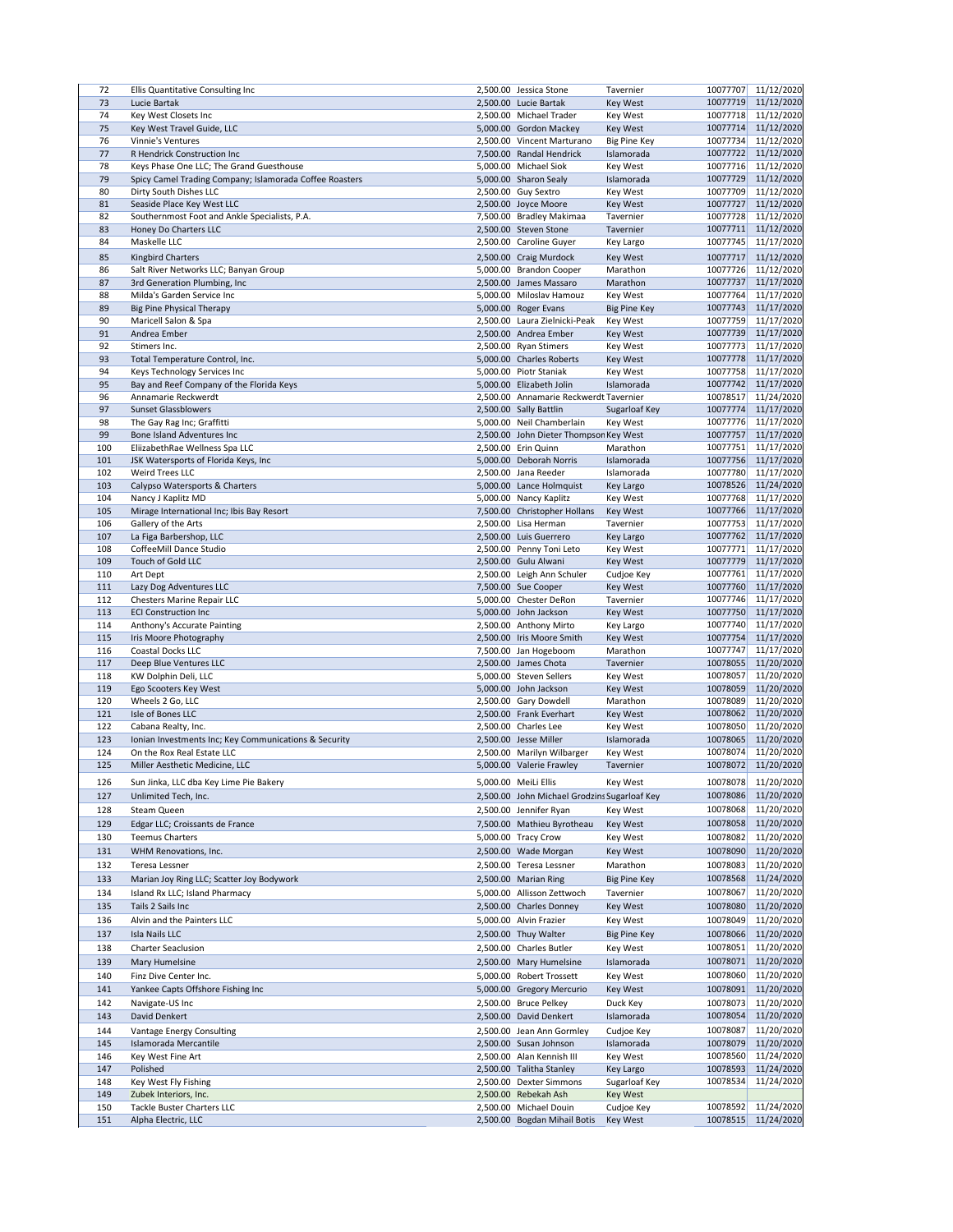| | | | | | | |
|---|---|---|---|---|---|---|
| 72 | Ellis Quantitative Consulting Inc | 2,500.00 | Jessica Stone | Tavernier | 10077707 | 11/12/2020 |
| 73 | Lucie Bartak | 2,500.00 | Lucie Bartak | Key West | 10077719 | 11/12/2020 |
| 74 | Key West Closets Inc | 2,500.00 | Michael Trader | Key West | 10077718 | 11/12/2020 |
| 75 | Key West Travel Guide, LLC | 5,000.00 | Gordon Mackey | Key West | 10077714 | 11/12/2020 |
| 76 | Vinnie's Ventures | 2,500.00 | Vincent Marturano | Big Pine Key | 10077734 | 11/12/2020 |
| 77 | R Hendrick Construction Inc | 7,500.00 | Randal Hendrick | Islamorada | 10077722 | 11/12/2020 |
| 78 | Keys Phase One LLC; The Grand Guesthouse | 5,000.00 | Michael Siok | Key West | 10077716 | 11/12/2020 |
| 79 | Spicy Camel Trading Company; Islamorada Coffee Roasters | 5,000.00 | Sharon Sealy | Islamorada | 10077729 | 11/12/2020 |
| 80 | Dirty South Dishes LLC | 2,500.00 | Guy Sextro | Key West | 10077709 | 11/12/2020 |
| 81 | Seaside Place Key West LLC | 2,500.00 | Joyce Moore | Key West | 10077727 | 11/12/2020 |
| 82 | Southernmost Foot and Ankle Specialists, P.A. | 7,500.00 | Bradley Makimaa | Tavernier | 10077728 | 11/12/2020 |
| 83 | Honey Do Charters LLC | 2,500.00 | Steven Stone | Tavernier | 10077711 | 11/12/2020 |
| 84 | Maskelle LLC | 2,500.00 | Caroline Guyer | Key Largo | 10077745 | 11/17/2020 |
| 85 | Kingbird Charters | 2,500.00 | Craig Murdock | Key West | 10077717 | 11/12/2020 |
| 86 | Salt River Networks LLC; Banyan Group | 5,000.00 | Brandon Cooper | Marathon | 10077726 | 11/12/2020 |
| 87 | 3rd Generation Plumbing, Inc | 2,500.00 | James Massaro | Marathon | 10077737 | 11/17/2020 |
| 88 | Milda's Garden Service Inc | 5,000.00 | Miloslav Hamouz | Key West | 10077764 | 11/17/2020 |
| 89 | Big Pine Physical Therapy | 5,000.00 | Roger Evans | Big Pine Key | 10077743 | 11/17/2020 |
| 90 | Maricell Salon & Spa | 2,500.00 | Laura Zielnicki-Peak | Key West | 10077759 | 11/17/2020 |
| 91 | Andrea Ember | 2,500.00 | Andrea Ember | Key West | 10077739 | 11/17/2020 |
| 92 | Stimers Inc. | 2,500.00 | Ryan Stimers | Key West | 10077773 | 11/17/2020 |
| 93 | Total Temperature Control, Inc. | 5,000.00 | Charles Roberts | Key West | 10077778 | 11/17/2020 |
| 94 | Keys Technology Services Inc | 5,000.00 | Piotr Staniak | Key West | 10077758 | 11/17/2020 |
| 95 | Bay and Reef Company of the Florida Keys | 5,000.00 | Elizabeth Jolin | Islamorada | 10077742 | 11/17/2020 |
| 96 | Annamarie Reckwerdt | 2,500.00 | Annamarie Reckwerdt | Tavernier | 10078517 | 11/24/2020 |
| 97 | Sunset Glassblowers | 2,500.00 | Sally Battlin | Sugarloaf Key | 10077774 | 11/17/2020 |
| 98 | The Gay Rag Inc; Graffitti | 5,000.00 | Neil Chamberlain | Key West | 10077776 | 11/17/2020 |
| 99 | Bone Island Adventures Inc | 2,500.00 | John Dieter Thompson | Key West | 10077757 | 11/17/2020 |
| 100 | EliizabethRae Wellness Spa LLC | 2,500.00 | Erin Quinn | Marathon | 10077751 | 11/17/2020 |
| 101 | JSK Watersports of Florida Keys, Inc | 5,000.00 | Deborah Norris | Islamorada | 10077756 | 11/17/2020 |
| 102 | Weird Trees LLC | 2,500.00 | Jana Reeder | Islamorada | 10077780 | 11/17/2020 |
| 103 | Calypso Watersports & Charters | 5,000.00 | Lance Holmquist | Key Largo | 10078526 | 11/24/2020 |
| 104 | Nancy J Kaplitz MD | 5,000.00 | Nancy Kaplitz | Key West | 10077768 | 11/17/2020 |
| 105 | Mirage International Inc; Ibis Bay Resort | 7,500.00 | Christopher Hollans | Key West | 10077766 | 11/17/2020 |
| 106 | Gallery of the Arts | 2,500.00 | Lisa Herman | Tavernier | 10077753 | 11/17/2020 |
| 107 | La Figa Barbershop, LLC | 2,500.00 | Luis Guerrero | Key Largo | 10077762 | 11/17/2020 |
| 108 | CoffeeMill Dance Studio | 2,500.00 | Penny Toni Leto | Key West | 10077771 | 11/17/2020 |
| 109 | Touch of Gold LLC | 2,500.00 | Gulu Alwani | Key West | 10077779 | 11/17/2020 |
| 110 | Art Dept | 2,500.00 | Leigh Ann Schuler | Cudjoe Key | 10077761 | 11/17/2020 |
| 111 | Lazy Dog Adventures LLC | 7,500.00 | Sue Cooper | Key West | 10077760 | 11/17/2020 |
| 112 | Chesters Marine Repair LLC | 5,000.00 | Chester DeRon | Tavernier | 10077746 | 11/17/2020 |
| 113 | ECI Construction Inc | 5,000.00 | John Jackson | Key West | 10077750 | 11/17/2020 |
| 114 | Anthony's Accurate Painting | 2,500.00 | Anthony Mirto | Key Largo | 10077740 | 11/17/2020 |
| 115 | Iris Moore Photography | 2,500.00 | Iris Moore Smith | Key West | 10077754 | 11/17/2020 |
| 116 | Coastal Docks LLC | 7,500.00 | Jan Hogeboom | Marathon | 10077747 | 11/17/2020 |
| 117 | Deep Blue Ventures LLC | 2,500.00 | James Chota | Tavernier | 10078055 | 11/20/2020 |
| 118 | KW Dolphin Deli, LLC | 5,000.00 | Steven Sellers | Key West | 10078057 | 11/20/2020 |
| 119 | Ego Scooters Key West | 5,000.00 | John Jackson | Key West | 10078059 | 11/20/2020 |
| 120 | Wheels 2 Go, LLC | 2,500.00 | Gary Dowdell | Marathon | 10078089 | 11/20/2020 |
| 121 | Isle of Bones LLC | 2,500.00 | Frank Everhart | Key West | 10078062 | 11/20/2020 |
| 122 | Cabana Realty, Inc. | 2,500.00 | Charles Lee | Key West | 10078050 | 11/20/2020 |
| 123 | Ionian Investments Inc; Key Communications & Security | 2,500.00 | Jesse Miller | Islamorada | 10078065 | 11/20/2020 |
| 124 | On the Rox Real Estate LLC | 2,500.00 | Marilyn Wilbarger | Key West | 10078074 | 11/20/2020 |
| 125 | Miller Aesthetic Medicine, LLC | 5,000.00 | Valerie Frawley | Tavernier | 10078072 | 11/20/2020 |
| 126 | Sun Jinka, LLC dba Key Lime Pie Bakery | 5,000.00 | MeiLi Ellis | Key West | 10078078 | 11/20/2020 |
| 127 | Unlimited Tech, Inc. | 2,500.00 | John Michael Grodzins | Sugarloaf Key | 10078086 | 11/20/2020 |
| 128 | Steam Queen | 2,500.00 | Jennifer Ryan | Key West | 10078068 | 11/20/2020 |
| 129 | Edgar LLC; Croissants de France | 7,500.00 | Mathieu Byrotheau | Key West | 10078058 | 11/20/2020 |
| 130 | Teemus Charters | 5,000.00 | Tracy Crow | Key West | 10078082 | 11/20/2020 |
| 131 | WHM Renovations, Inc. | 2,500.00 | Wade Morgan | Key West | 10078090 | 11/20/2020 |
| 132 | Teresa Lessner | 2,500.00 | Teresa Lessner | Marathon | 10078083 | 11/20/2020 |
| 133 | Marian Joy Ring LLC; Scatter Joy Bodywork | 2,500.00 | Marian Ring | Big Pine Key | 10078568 | 11/24/2020 |
| 134 | Island Rx LLC; Island Pharmacy | 5,000.00 | Allisson Zettwoch | Tavernier | 10078067 | 11/20/2020 |
| 135 | Tails 2 Sails Inc | 2,500.00 | Charles Donney | Key West | 10078080 | 11/20/2020 |
| 136 | Alvin and the Painters LLC | 5,000.00 | Alvin Frazier | Key West | 10078049 | 11/20/2020 |
| 137 | Isla Nails LLC | 2,500.00 | Thuy Walter | Big Pine Key | 10078066 | 11/20/2020 |
| 138 | Charter Seaclusion | 2,500.00 | Charles Butler | Key West | 10078051 | 11/20/2020 |
| 139 | Mary Humelsine | 2,500.00 | Mary Humelsine | Islamorada | 10078071 | 11/20/2020 |
| 140 | Finz Dive Center Inc. | 5,000.00 | Robert Trossett | Key West | 10078060 | 11/20/2020 |
| 141 | Yankee Capts Offshore Fishing Inc | 5,000.00 | Gregory Mercurio | Key West | 10078091 | 11/20/2020 |
| 142 | Navigate-US Inc | 2,500.00 | Bruce Pelkey | Duck Key | 10078073 | 11/20/2020 |
| 143 | David Denkert | 2,500.00 | David Denkert | Islamorada | 10078054 | 11/20/2020 |
| 144 | Vantage Energy Consulting | 2,500.00 | Jean Ann Gormley | Cudjoe Key | 10078087 | 11/20/2020 |
| 145 | Islamorada Mercantile | 2,500.00 | Susan Johnson | Islamorada | 10078079 | 11/20/2020 |
| 146 | Key West Fine Art | 2,500.00 | Alan Kennish III | Key West | 10078560 | 11/24/2020 |
| 147 | Polished | 2,500.00 | Talitha Stanley | Key Largo | 10078593 | 11/24/2020 |
| 148 | Key West Fly Fishing | 2,500.00 | Dexter Simmons | Sugarloaf Key | 10078534 | 11/24/2020 |
| 149 | Zubek Interiors, Inc. | 2,500.00 | Rebekah Ash | Key West | | |
| 150 | Tackle Buster Charters LLC | 2,500.00 | Michael Douin | Cudjoe Key | 10078592 | 11/24/2020 |
| 151 | Alpha Electric, LLC | 2,500.00 | Bogdan Mihail Botis | Key West | 10078515 | 11/24/2020 |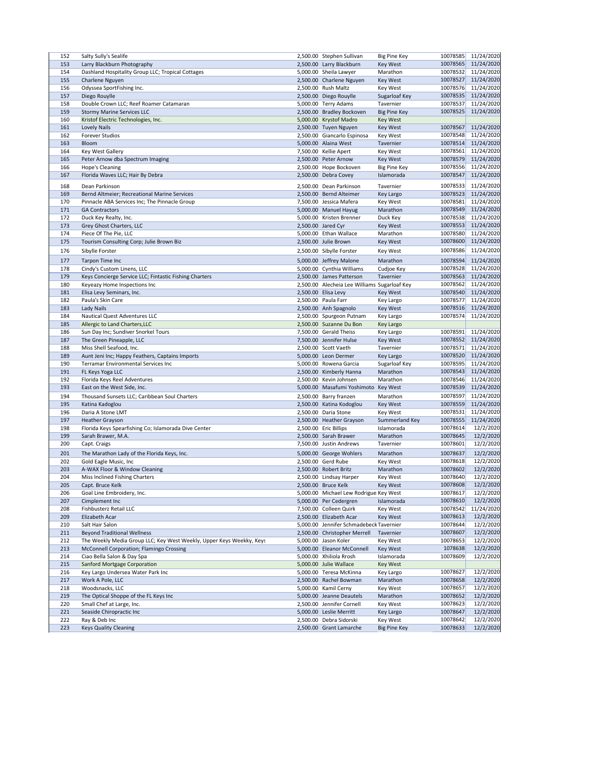| | | | | | | |
|---|---|---|---|---|---|---|
| 152 | Salty Sully's Sealife | 2,500.00 | Stephen Sullivan | Big Pine Key | 10078585 | 11/24/2020 |
| 153 | Larry Blackburn Photography | 2,500.00 | Larry Blackburn | Key West | 10078565 | 11/24/2020 |
| 154 | Dashland Hospitality Group LLC; Tropical Cottages | 5,000.00 | Sheila Lawyer | Marathon | 10078532 | 11/24/2020 |
| 155 | Charlene Nguyen | 2,500.00 | Charlene Nguyen | Key West | 10078527 | 11/24/2020 |
| 156 | Odyssea SportFishing Inc. | 2,500.00 | Rush Maltz | Key West | 10078576 | 11/24/2020 |
| 157 | Diego Rouylle | 2,500.00 | Diego Rouylle | Sugarloaf Key | 10078535 | 11/24/2020 |
| 158 | Double Crown LLC; Reef Roamer Catamaran | 5,000.00 | Terry Adams | Tavernier | 10078537 | 11/24/2020 |
| 159 | Stormy Marine Services LLC | 2,500.00 | Bradley Bockoven | Big Pine Key | 10078525 | 11/24/2020 |
| 160 | Kristof Electric Technologies, Inc. | 5,000.00 | Krystof Madro | Key West | | |
| 161 | Lovely Nails | 2,500.00 | Tuyen Nguyen | Key West | 10078567 | 11/24/2020 |
| 162 | Forever Studios | 2,500.00 | Giancarlo Espinosa | Key West | 10078548 | 11/24/2020 |
| 163 | Bloom | 5,000.00 | Alaina West | Tavernier | 10078514 | 11/24/2020 |
| 164 | Key West Gallery | 7,500.00 | Kellie Apert | Key West | 10078561 | 11/24/2020 |
| 165 | Peter Arnow dba Spectrum Imaging | 2,500.00 | Peter Arnow | Key West | 10078579 | 11/24/2020 |
| 166 | Hope's Cleaning | 2,500.00 | Hope Bockoven | Big Pine Key | 10078556 | 11/24/2020 |
| 167 | Florida Waves LLC; Hair By Debra | 2,500.00 | Debra Covey | Islamorada | 10078547 | 11/24/2020 |
| 168 | Dean Parkinson | 2,500.00 | Dean Parkinson | Tavernier | 10078533 | 11/24/2020 |
| 169 | Bernd Altmeier; Recreational Marine Services | 2,500.00 | Bernd Alteimer | Key Largo | 10078523 | 11/24/2020 |
| 170 | Pinnacle ABA Services Inc; The Pinnacle Group | 7,500.00 | Jessica Mafera | Key West | 10078581 | 11/24/2020 |
| 171 | GA Contractors | 5,000.00 | Manuel Hayug | Marathon | 10078549 | 11/24/2020 |
| 172 | Duck Key Realty, Inc. | 5,000.00 | Kristen Brenner | Duck Key | 10078538 | 11/24/2020 |
| 173 | Grey Ghost Charters, LLC | 2,500.00 | Jared Cyr | Key West | 10078553 | 11/24/2020 |
| 174 | Piece Of The Pie, LLC | 5,000.00 | Ethan Wallace | Marathon | 10078580 | 11/24/2020 |
| 175 | Tourism Consulting Corp; Julie Brown Biz | 2,500.00 | Julie Brown | Key West | 10078600 | 11/24/2020 |
| 176 | Sibylle Forster | 2,500.00 | Sibylle Forster | Key West | 10078586 | 11/24/2020 |
| 177 | Tarpon Time Inc | 5,000.00 | Jeffrey Malone | Marathon | 10078594 | 11/24/2020 |
| 178 | Cindy's Custom Linens, LLC | 5,000.00 | Cynthia Williams | Cudjoe Key | 10078528 | 11/24/2020 |
| 179 | Keys Concierge Service LLC; Fintastic Fishing Charters | 2,500.00 | James Patterson | Tavernier | 10078563 | 11/24/2020 |
| 180 | Keyeazy Home Inspections Inc | 2,500.00 | Alecheia Lee Williams | Sugarloaf Key | 10078562 | 11/24/2020 |
| 181 | Elisa Levy Seminars, Inc. | 2,500.00 | Elisa Levy | Key West | 10078540 | 11/24/2020 |
| 182 | Paula's Skin Care | 2,500.00 | Paula Farr | Key Largo | 10078577 | 11/24/2020 |
| 183 | Lady Nails | 2,500.00 | Anh Spagnolo | Key West | 10078516 | 11/24/2020 |
| 184 | Nautical Quest Adventures LLC | 2,500.00 | Spurgeon Putnam | Key Largo | 10078574 | 11/24/2020 |
| 185 | Allergic to Land Charters,LLC | 2,500.00 | Suzanne Du Bon | Key Largo | | |
| 186 | Sun Day Inc; Sundiver Snorkel Tours | 7,500.00 | Gerald Theiss | Key Largo | 10078591 | 11/24/2020 |
| 187 | The Green Pineapple, LLC | 7,500.00 | Jennifer Hulse | Key West | 10078552 | 11/24/2020 |
| 188 | Miss Shell Seafood, Inc. | 2,500.00 | Scott Vaeth | Tavernier | 10078571 | 11/24/2020 |
| 189 | Aunt Jeni Inc; Happy Feathers, Captains Imports | 5,000.00 | Leon Dermer | Key Largo | 10078520 | 11/24/2020 |
| 190 | Terramar Environmental Services Inc | 5,000.00 | Rowena Garcia | Sugarloaf Key | 10078595 | 11/24/2020 |
| 191 | FL Keys Yoga LLC | 2,500.00 | Kimberly Hanna | Marathon | 10078543 | 11/24/2020 |
| 192 | Florida Keys Reel Adventures | 2,500.00 | Kevin Johnsen | Marathon | 10078546 | 11/24/2020 |
| 193 | East on the West Side, Inc. | 5,000.00 | Masafumi Yoshimoto | Key West | 10078539 | 11/24/2020 |
| 194 | Thousand Sunsets LLC; Caribbean Soul Charters | 2,500.00 | Barry franzen | Marathon | 10078597 | 11/24/2020 |
| 195 | Katina Kadoglou | 2,500.00 | Katina Kodoglou | Key West | 10078559 | 11/24/2020 |
| 196 | Daria A Stone LMT | 2,500.00 | Daria Stone | Key West | 10078531 | 11/24/2020 |
| 197 | Heather Grayson | 2,500.00 | Heather Grayson | Summerland Key | 10078555 | 11/24/2020 |
| 198 | Florida Keys Spearfishing Co; Islamorada Dive Center | 2,500.00 | Eric Billips | Islamorada | 10078614 | 12/2/2020 |
| 199 | Sarah Brawer, M.A. | 2,500.00 | Sarah Brawer | Marathon | 10078645 | 12/2/2020 |
| 200 | Capt. Craigs | 7,500.00 | Justin Andrews | Tavernier | 10078601 | 12/2/2020 |
| 201 | The Marathon Lady of the Florida Keys, Inc. | 5,000.00 | George Wohlers | Marathon | 10078637 | 12/2/2020 |
| 202 | Gold Eagle Music, Inc | 2,500.00 | Gerd Rube | Key West | 10078618 | 12/2/2020 |
| 203 | A-WAX Floor & Window Cleaning | 2,500.00 | Robert Britz | Marathon | 10078602 | 12/2/2020 |
| 204 | Miss Inclined Fishing Charters | 2,500.00 | Lindsay Harper | Key West | 10078640 | 12/2/2020 |
| 205 | Capt. Bruce Kelk | 2,500.00 | Bruce Kelk | Key West | 10078608 | 12/2/2020 |
| 206 | Goal Line Embroidery, Inc. | 5,000.00 | Michael Lew Rodrigue | Key West | 10078617 | 12/2/2020 |
| 207 | Cimplement Inc | 5,000.00 | Per Cedergren | Islamorada | 10078610 | 12/2/2020 |
| 208 | Fishbusterz Retail LLC | 7,500.00 | Colleen Quirk | Key West | 10078542 | 11/24/2020 |
| 209 | Elizabeth Acar | 2,500.00 | Elizabeth Acar | Key West | 10078613 | 12/2/2020 |
| 210 | Salt Hair Salon | 5,000.00 | Jennifer Schmadebeck | Tavernier | 10078644 | 12/2/2020 |
| 211 | Beyond Traditional Wellness | 2,500.00 | Christopher Merrell | Tavernier | 10078607 | 12/2/2020 |
| 212 | The Weekly Media Group LLC; Key West Weekly, Upper Keys Weekly, Keys | 5,000.00 | Jason Koler | Key West | 10078653 | 12/2/2020 |
| 213 | McConnell Corporation; Flamingo Crossing | 5,000.00 | Eleanor McConnell | Key West | 1078638 | 12/2/2020 |
| 214 | Ciao Bella Salon & Day Spa | 5,000.00 | Xhiliola Rrosh | Islamorada | 10078609 | 12/2/2020 |
| 215 | Sanford Mortgage Corporation | 5,000.00 | Julie Wallace | Key West | | |
| 216 | Key Largo Undersea Water Park Inc | 5,000.00 | Teresa McKinna | Key Largo | 10078627 | 12/2/2020 |
| 217 | Work A Pole, LLC | 2,500.00 | Rachel Bowman | Marathon | 10078658 | 12/2/2020 |
| 218 | Woodsnacks, LLC | 5,000.00 | Kamil Cerny | Key West | 10078657 | 12/2/2020 |
| 219 | The Optical Shoppe of the FL Keys Inc | 5,000.00 | Jeanne Deautels | Marathon | 10078652 | 12/2/2020 |
| 220 | Small Chef at Large, Inc. | 2,500.00 | Jennifer Cornell | Key West | 10078623 | 12/2/2020 |
| 221 | Seaside Chiropractic Inc | 5,000.00 | Leslie Merritt | Key Largo | 10078647 | 12/2/2020 |
| 222 | Ray & Deb Inc | 2,500.00 | Debra Sidorski | Key West | 10078642 | 12/2/2020 |
| 223 | Keys Quality Cleaning | 2,500.00 | Grant Lamarche | Big Pine Key | 10078633 | 12/2/2020 |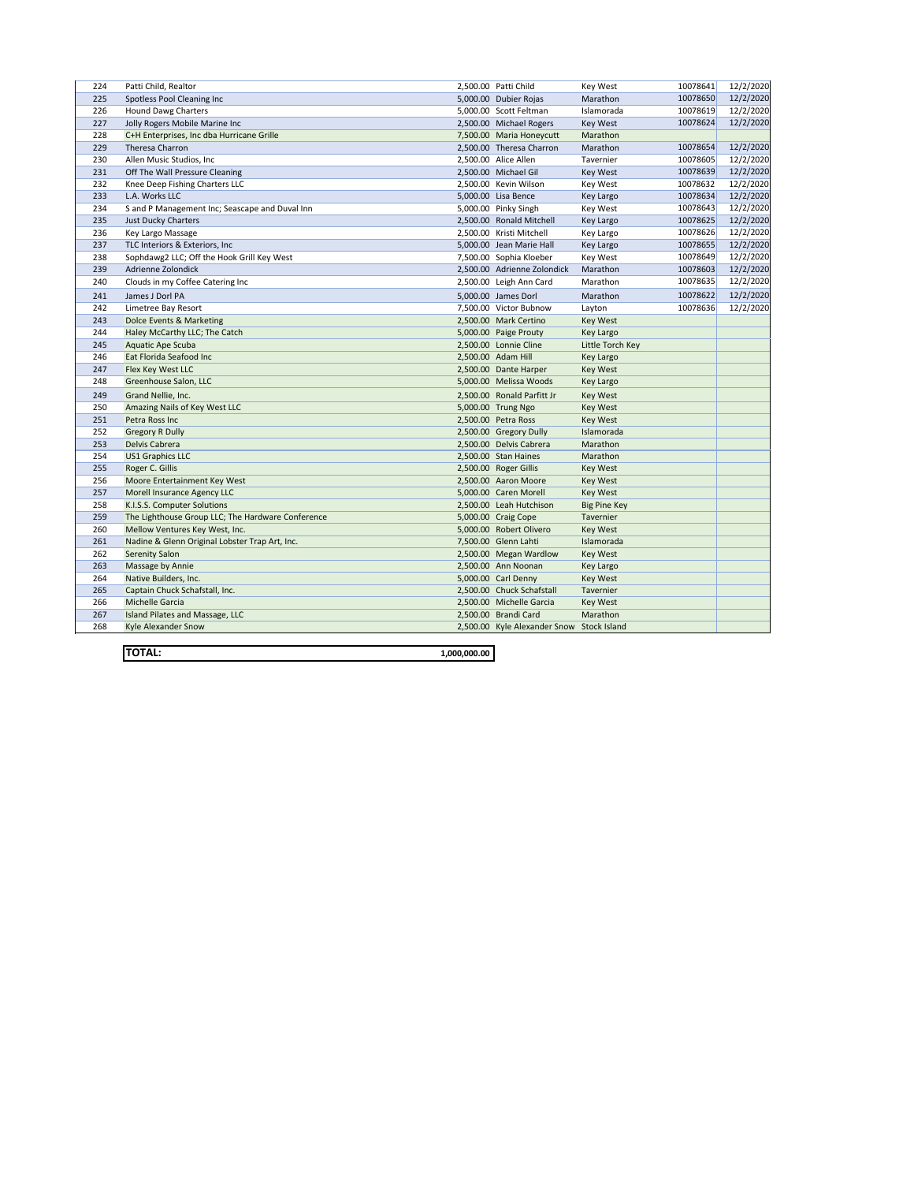| | | | | | | |
|---|---|---|---|---|---|---|
| 224 | Patti Child, Realtor | 2,500.00 | Patti Child | Key West | 10078641 | 12/2/2020 |
| 225 | Spotless Pool Cleaning Inc | 5,000.00 | Dubier Rojas | Marathon | 10078650 | 12/2/2020 |
| 226 | Hound Dawg Charters | 5,000.00 | Scott Feltman | Islamorada | 10078619 | 12/2/2020 |
| 227 | Jolly Rogers Mobile Marine Inc | 2,500.00 | Michael Rogers | Key West | 10078624 | 12/2/2020 |
| 228 | C+H Enterprises, Inc dba Hurricane Grille | 7,500.00 | Maria Honeycutt | Marathon | | |
| 229 | Theresa Charron | 2,500.00 | Theresa Charron | Marathon | 10078654 | 12/2/2020 |
| 230 | Allen Music Studios, Inc | 2,500.00 | Alice Allen | Tavernier | 10078605 | 12/2/2020 |
| 231 | Off The Wall Pressure Cleaning | 2,500.00 | Michael Gil | Key West | 10078639 | 12/2/2020 |
| 232 | Knee Deep Fishing Charters LLC | 2,500.00 | Kevin Wilson | Key West | 10078632 | 12/2/2020 |
| 233 | L.A. Works LLC | 5,000.00 | Lisa Bence | Key Largo | 10078634 | 12/2/2020 |
| 234 | S and P Management Inc; Seascape and Duval Inn | 5,000.00 | Pinky Singh | Key West | 10078643 | 12/2/2020 |
| 235 | Just Ducky Charters | 2,500.00 | Ronald Mitchell | Key Largo | 10078625 | 12/2/2020 |
| 236 | Key Largo Massage | 2,500.00 | Kristi Mitchell | Key Largo | 10078626 | 12/2/2020 |
| 237 | TLC Interiors & Exteriors, Inc | 5,000.00 | Jean Marie Hall | Key Largo | 10078655 | 12/2/2020 |
| 238 | Sophdawg2 LLC; Off the Hook Grill Key West | 7,500.00 | Sophia Kloeber | Key West | 10078649 | 12/2/2020 |
| 239 | Adrienne Zolondick | 2,500.00 | Adrienne Zolondick | Marathon | 10078603 | 12/2/2020 |
| 240 | Clouds in my Coffee Catering Inc | 2,500.00 | Leigh Ann Card | Marathon | 10078635 | 12/2/2020 |
| 241 | James J Dorl PA | 5,000.00 | James Dorl | Marathon | 10078622 | 12/2/2020 |
| 242 | Limetree Bay Resort | 7,500.00 | Victor Bubnow | Layton | 10078636 | 12/2/2020 |
| 243 | Dolce Events & Marketing | 2,500.00 | Mark Certino | Key West | | |
| 244 | Haley McCarthy LLC; The Catch | 5,000.00 | Paige Prouty | Key Largo | | |
| 245 | Aquatic Ape Scuba | 2,500.00 | Lonnie Cline | Little Torch Key | | |
| 246 | Eat Florida Seafood Inc | 2,500.00 | Adam Hill | Key Largo | | |
| 247 | Flex Key West LLC | 2,500.00 | Dante Harper | Key West | | |
| 248 | Greenhouse Salon, LLC | 5,000.00 | Melissa Woods | Key Largo | | |
| 249 | Grand Nellie, Inc. | 2,500.00 | Ronald Parfitt Jr | Key West | | |
| 250 | Amazing Nails of Key West LLC | 5,000.00 | Trung Ngo | Key West | | |
| 251 | Petra Ross Inc | 2,500.00 | Petra Ross | Key West | | |
| 252 | Gregory R Dully | 2,500.00 | Gregory Dully | Islamorada | | |
| 253 | Delvis Cabrera | 2,500.00 | Delvis Cabrera | Marathon | | |
| 254 | US1 Graphics LLC | 2,500.00 | Stan Haines | Marathon | | |
| 255 | Roger C. Gillis | 2,500.00 | Roger Gillis | Key West | | |
| 256 | Moore Entertainment Key West | 2,500.00 | Aaron Moore | Key West | | |
| 257 | Morell Insurance Agency LLC | 5,000.00 | Caren Morell | Key West | | |
| 258 | K.I.S.S. Computer Solutions | 2,500.00 | Leah Hutchison | Big Pine Key | | |
| 259 | The Lighthouse Group LLC; The Hardware Conference | 5,000.00 | Craig Cope | Tavernier | | |
| 260 | Mellow Ventures Key West, Inc. | 5,000.00 | Robert Olivero | Key West | | |
| 261 | Nadine & Glenn Original Lobster Trap Art, Inc. | 7,500.00 | Glenn Lahti | Islamorada | | |
| 262 | Serenity Salon | 2,500.00 | Megan Wardlow | Key West | | |
| 263 | Massage by Annie | 2,500.00 | Ann Noonan | Key Largo | | |
| 264 | Native Builders, Inc. | 5,000.00 | Carl Denny | Key West | | |
| 265 | Captain Chuck Schafstall, Inc. | 2,500.00 | Chuck Schafstall | Tavernier | | |
| 266 | Michelle Garcia | 2,500.00 | Michelle Garcia | Key West | | |
| 267 | Island Pilates and Massage, LLC | 2,500.00 | Brandi Card | Marathon | | |
| 268 | Kyle Alexander Snow | 2,500.00 | Kyle Alexander Snow | Stock Island | | |

| | |
|---|---|
| **TOTAL:** | **1,000,000.00** |